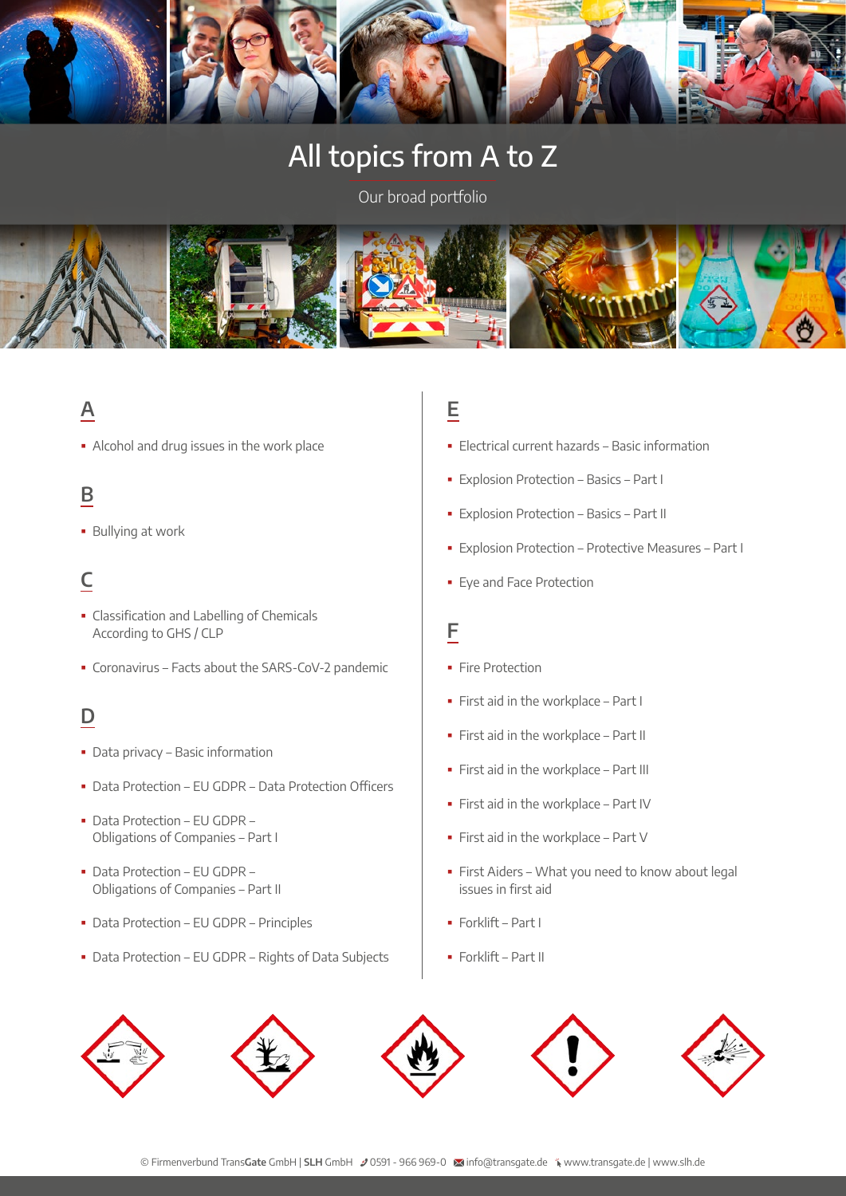# All topics from A to Z

Our broad portfolio

## A

- Alcohol and drug issues in the work place

## B

- Bullying at work

## C

- Classification and Labelling of Chemicals According to GHS / CLP
- Coronavirus – Facts about the SARS-CoV-2 pandemic

## D

- Data privacy – Basic information
- Data Protection – EU GDPR – Data Protection Officers
- Data Protection – EU GDPR – Obligations of Companies – Part I
- Data Protection – EU GDPR – Obligations of Companies – Part II
- Data Protection – EU GDPR – Principles
- Data Protection – EU GDPR – Rights of Data Subjects

## E

- Electrical current hazards – Basic information
- Explosion Protection – Basics – Part I
- Explosion Protection – Basics – Part II
- Explosion Protection – Protective Measures – Part I
- Eye and Face Protection

## F

- Fire Protection
- First aid in the workplace – Part I
- First aid in the workplace – Part II
- First aid in the workplace – Part III
- First aid in the workplace – Part IV
- First aid in the workplace – Part V
- First Aiders – What you need to know about legal issues in first aid
- Forklift – Part I
- Forklift – Part II

© Firmenverbund TransGate GmbH | SLH GmbH 0591 - 966 969-0 info@transgate.de www.transgate.de | www.slh.de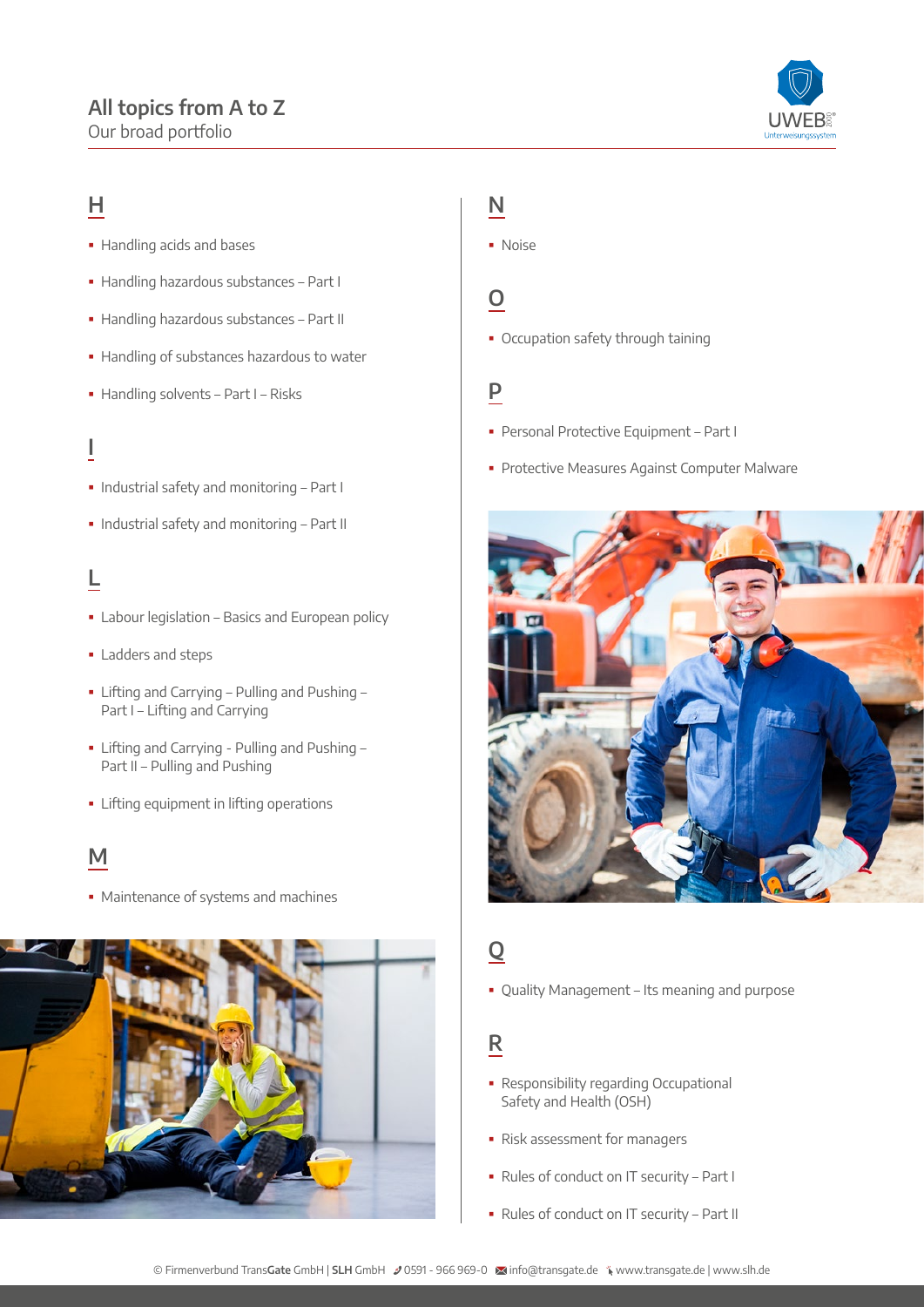# All topics from A to Z

Our broad portfolio

## H

- Handling acids and bases
- Handling hazardous substances – Part I
- Handling hazardous substances – Part II
- Handling of substances hazardous to water
- Handling solvents – Part I – Risks

## I

- Industrial safety and monitoring – Part I
- Industrial safety and monitoring – Part II

## L

- Labour legislation – Basics and European policy
- Ladders and steps
- Lifting and Carrying – Pulling and Pushing – Part I – Lifting and Carrying
- Lifting and Carrying - Pulling and Pushing – Part II – Pulling and Pushing
- Lifting equipment in lifting operations

## M

- Maintenance of systems and machines

## N

- Noise

## O

- Occupation safety through taining

## P

- Personal Protective Equipment – Part I
- Protective Measures Against Computer Malware

## Q

- Quality Management – Its meaning and purpose

## R

- Responsibility regarding Occupational Safety and Health (OSH)
- Risk assessment for managers
- Rules of conduct on IT security – Part I
- Rules of conduct on IT security – Part II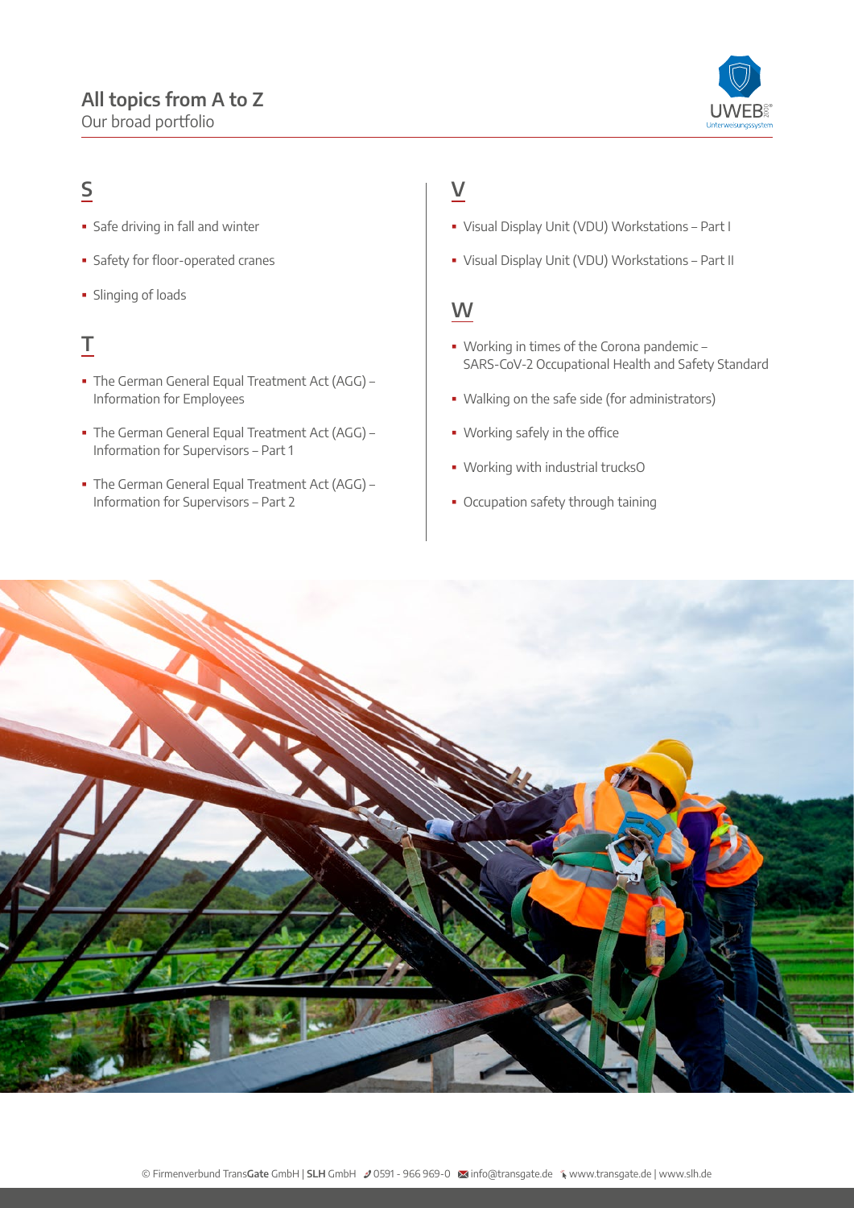# All topics from A to Z

Our broad portfolio

## S

- Safe driving in fall and winter
- Safety for floor-operated cranes
- Slinging of loads

## T

- The German General Equal Treatment Act (AGG) – Information for Employees
- The German General Equal Treatment Act (AGG) – Information for Supervisors – Part 1
- The German General Equal Treatment Act (AGG) – Information for Supervisors – Part 2

## V

- Visual Display Unit (VDU) Workstations – Part I
- Visual Display Unit (VDU) Workstations – Part II

## W

- Working in times of the Corona pandemic – SARS-CoV-2 Occupational Health and Safety Standard
- Walking on the safe side (for administrators)
- Working safely in the office
- Working with industrial trucksO
- Occupation safety through taining

© Firmenverbund TransGate GmbH | SLH GmbH 0591 - 966 969-0 info@transgate.de www.transgate.de | www.slh.de